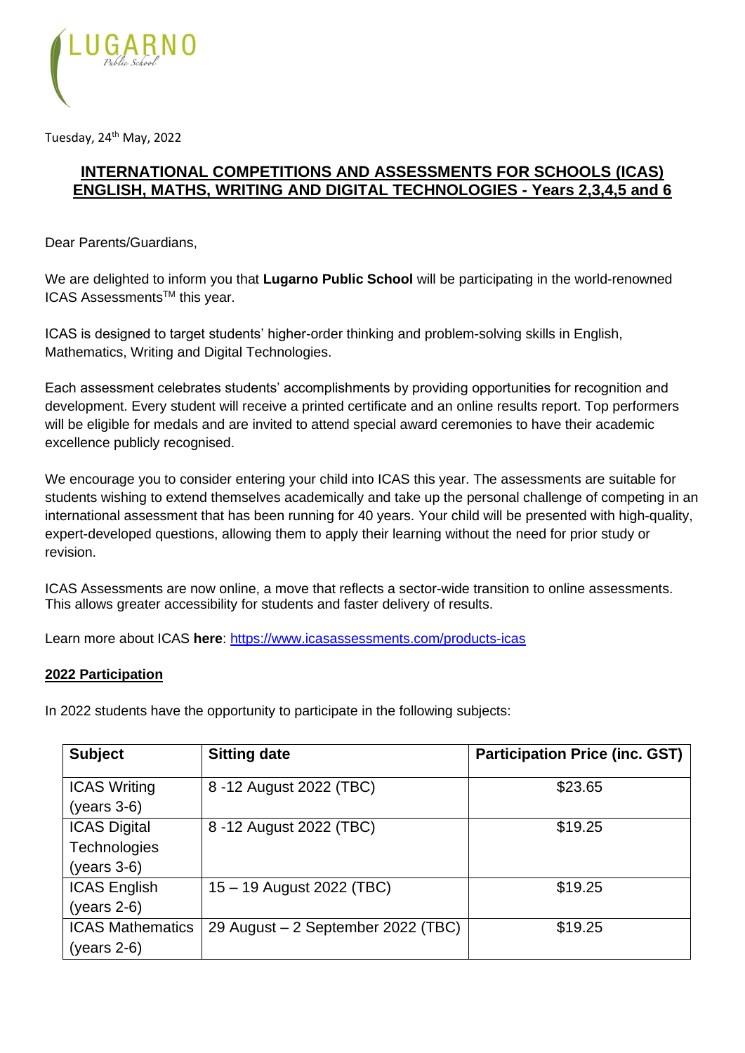LUGARNO
Public School

Tuesday, 24th May, 2022

## INTERNATIONAL COMPETITIONS AND ASSESSMENTS FOR SCHOOLS (ICAS) ENGLISH, MATHS, WRITING AND DIGITAL TECHNOLOGIES - Years 2,3,4,5 and 6

Dear Parents/Guardians,

We are delighted to inform you that **Lugarno Public School** will be participating in the world-renowned ICAS Assessments™ this year.

ICAS is designed to target students' higher-order thinking and problem-solving skills in English, Mathematics, Writing and Digital Technologies.

Each assessment celebrates students' accomplishments by providing opportunities for recognition and development. Every student will receive a printed certificate and an online results report. Top performers will be eligible for medals and are invited to attend special award ceremonies to have their academic excellence publicly recognised.

We encourage you to consider entering your child into ICAS this year. The assessments are suitable for students wishing to extend themselves academically and take up the personal challenge of competing in an international assessment that has been running for 40 years. Your child will be presented with high-quality, expert-developed questions, allowing them to apply their learning without the need for prior study or revision.

ICAS Assessments are now online, a move that reflects a sector-wide transition to online assessments. This allows greater accessibility for students and faster delivery of results.

Learn more about ICAS **here**: https://www.icasassessments.com/products-icas

### 2022 Participation

In 2022 students have the opportunity to participate in the following subjects:

| Subject | Sitting date | Participation Price (inc. GST) |
|---|---|---|
| ICAS Writing (years 3-6) | 8 -12 August 2022 (TBC) | $23.65 |
| ICAS Digital Technologies (years 3-6) | 8 -12 August 2022 (TBC) | $19.25 |
| ICAS English (years 2-6) | 15 – 19 August 2022 (TBC) | $19.25 |
| ICAS Mathematics (years 2-6) | 29 August – 2 September 2022 (TBC) | $19.25 |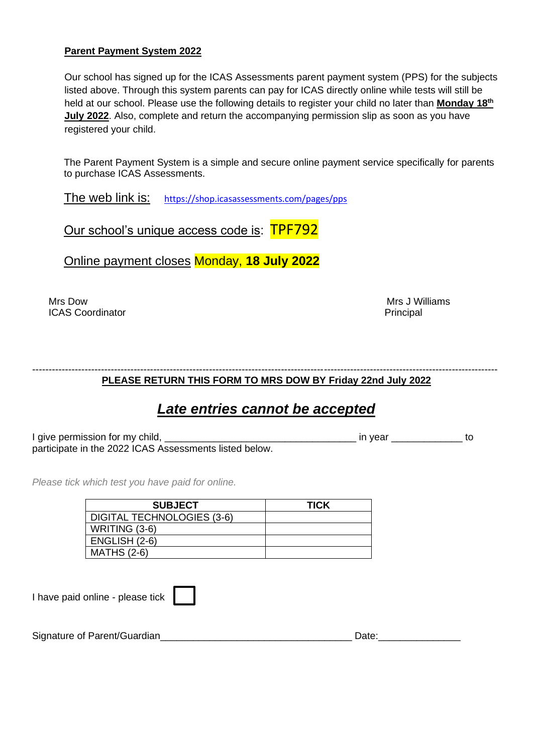**Parent Payment System 2022**

Our school has signed up for the ICAS Assessments parent payment system (PPS) for the subjects listed above. Through this system parents can pay for ICAS directly online while tests will still be held at our school. Please use the following details to register your child no later than **Monday 18th July 2022**. Also, complete and return the accompanying permission slip as soon as you have registered your child.

The Parent Payment System is a simple and secure online payment service specifically for parents to purchase ICAS Assessments.

The web link is: https://shop.icasassessments.com/pages/pps

Our school's unique access code is: **TPF792**

Online payment closes Monday, **18 July 2022**

Mrs Dow
ICAS Coordinator

Mrs J Williams
Principal

---

**PLEASE RETURN THIS FORM TO MRS DOW BY Friday 22nd July 2022**

## ***Late entries cannot be accepted***

I give permission for my child, ___________________________________ in year _____________ to participate in the 2022 ICAS Assessments listed below.

*Please tick which test you have paid for online.*

| SUBJECT | TICK |
|---|---|
| DIGITAL TECHNOLOGIES (3-6) | |
| WRITING (3-6) | |
| ENGLISH (2-6) | |
| MATHS (2-6) | |

I have paid online - please tick ☐

Signature of Parent/Guardian___________________________________ Date:_______________